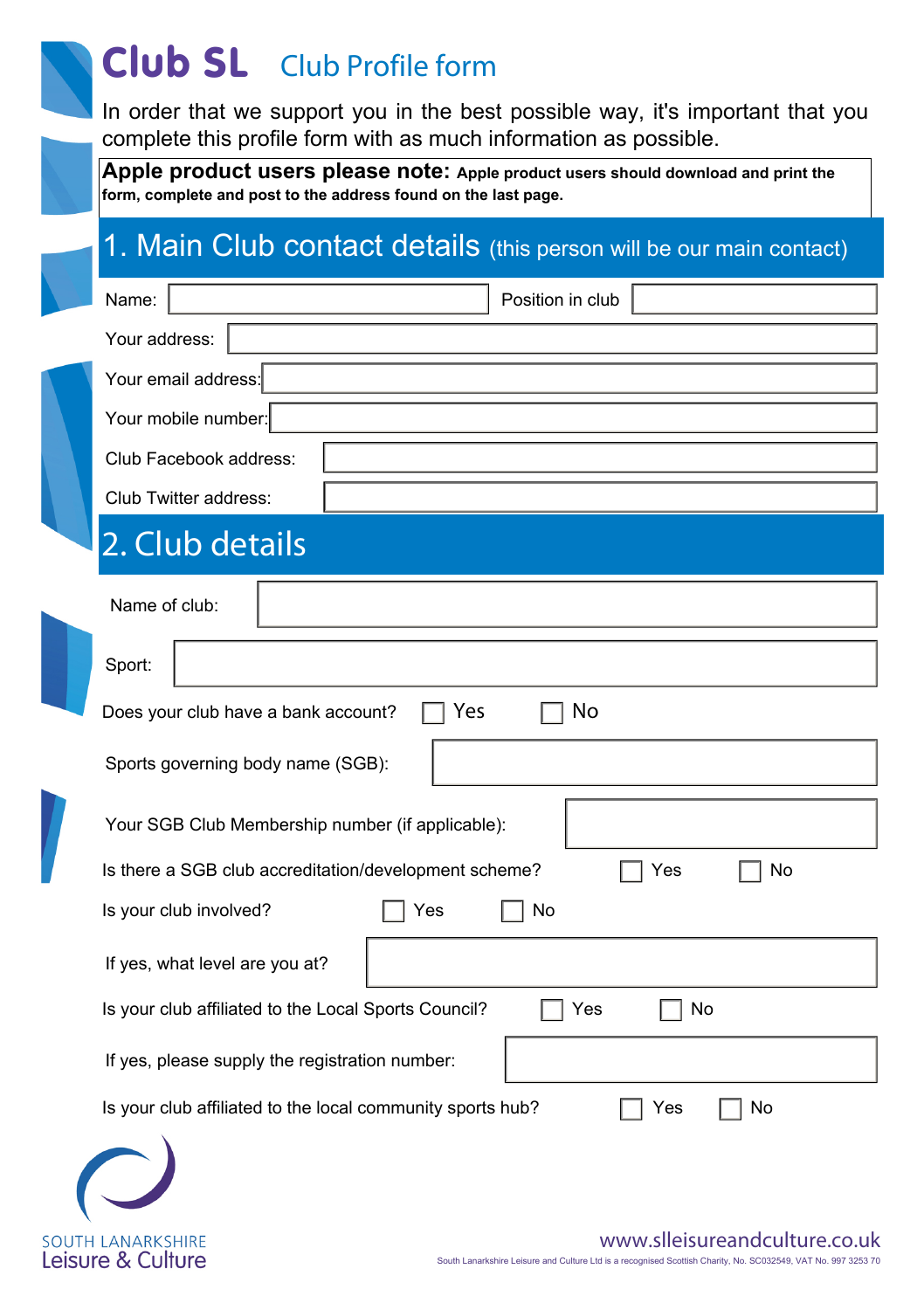# Club SL Club Profile form

In order that we support you in the best possible way, it's important that you complete this profile form with as much information as possible.

**Apple product users please note: Apple product users should download and print the form, complete and post to the address found on the last page.**

## 1. Main Club contact details (this person will be our main contact)

Name: ______________ Position in club ______________

Your address: ______________

Your email address: ______________

Your mobile number: ______________

Club Facebook address: ______________

Club Twitter address: ______________

## 2. Club details

Name of club: ______________

Sport: ______________

Does your club have a bank account? ☐ Yes ☐ No

Sports governing body name (SGB): ______________

Your SGB Club Membership number (if applicable): ______________

Is there a SGB club accreditation/development scheme? ☐ Yes ☐ No

Is your club involved? ☐ Yes ☐ No

If yes, what level are you at? ______________

Is your club affiliated to the Local Sports Council? ☐ Yes ☐ No

If yes, please supply the registration number: ______________

Is your club affiliated to the local community sports hub? ☐ Yes ☐ No

SOUTH LANARKSHIRE Leisure & Culture

www.slleisureandculture.co.uk

South Lanarkshire Leisure and Culture Ltd is a recognised Scottish Charity, No. SC032549, VAT No. 997 3253 70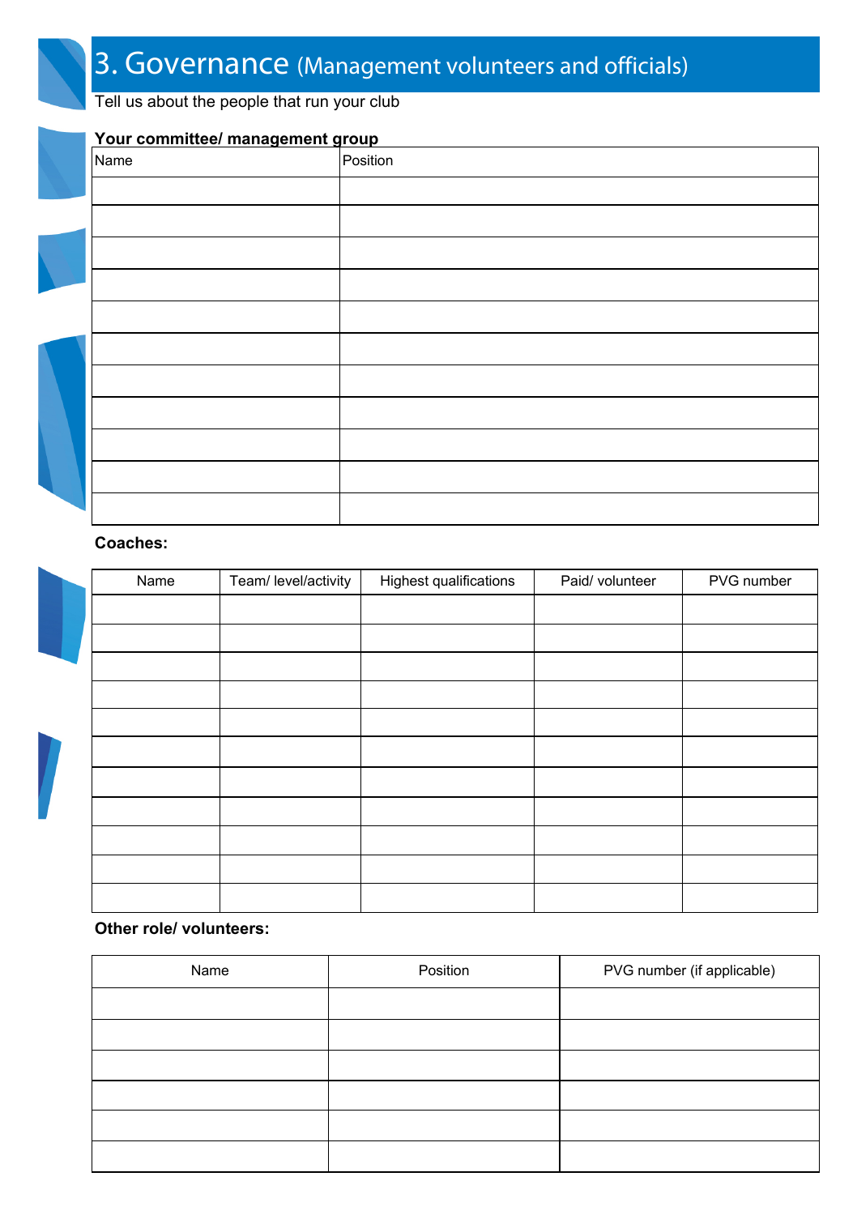# 3. Governance (Management volunteers and officials)

Tell us about the people that run your club

**Your committee/ management group**

| Name | Position |
|---|---|
| | |
| | |
| | |
| | |
| | |
| | |
| | |
| | |
| | |
| | |
| | |

**Coaches:**

| Name | Team/ level/activity | Highest qualifications | Paid/ volunteer | PVG number |
|---|---|---|---|---|
| | | | | |
| | | | | |
| | | | | |
| | | | | |
| | | | | |
| | | | | |
| | | | | |
| | | | | |
| | | | | |
| | | | | |
| | | | | |

**Other role/ volunteers:**

| Name | Position | PVG number (if applicable) |
|---|---|---|
| | | |
| | | |
| | | |
| | | |
| | | |
| | | |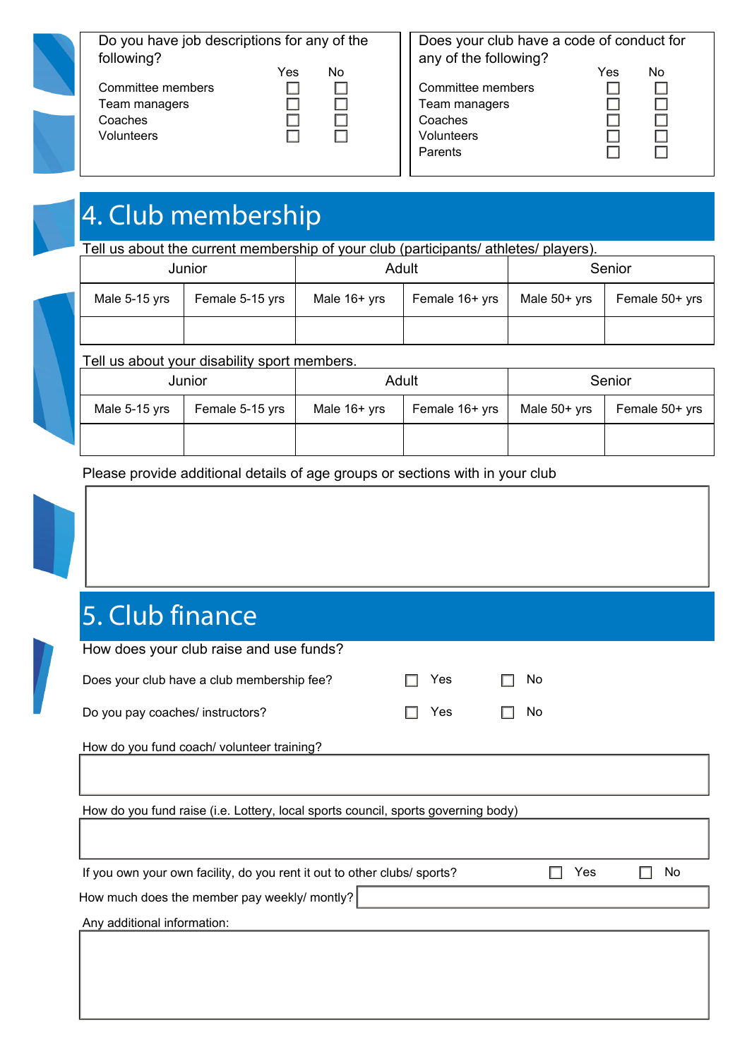Do you have job descriptions for any of the following?

| | Yes | No |
|---|---|---|
| Committee members | ☐ | ☐ |
| Team managers | ☐ | ☐ |
| Coaches | ☐ | ☐ |
| Volunteers | ☐ | ☐ |

Does your club have a code of conduct for any of the following?

| | Yes | No |
|---|---|---|
| Committee members | ☐ | ☐ |
| Team managers | ☐ | ☐ |
| Coaches | ☐ | ☐ |
| Volunteers | ☐ | ☐ |
| Parents | ☐ | ☐ |

# 4. Club membership

Tell us about the current membership of your club (participants/ athletes/ players).

| Junior | | Adult | | Senior | |
|---|---|---|---|---|---|
| Male 5-15 yrs | Female 5-15 yrs | Male 16+ yrs | Female 16+ yrs | Male 50+ yrs | Female 50+ yrs |
| | | | | | |

Tell us about your disability sport members.

| Junior | | Adult | | Senior | |
|---|---|---|---|---|---|
| Male 5-15 yrs | Female 5-15 yrs | Male 16+ yrs | Female 16+ yrs | Male 50+ yrs | Female 50+ yrs |
| | | | | | |

Please provide additional details of age groups or sections with in your club

# 5. Club finance

How does your club raise and use funds?

Does your club have a club membership fee? ☐ Yes ☐ No

Do you pay coaches/ instructors? ☐ Yes ☐ No

How do you fund coach/ volunteer training?

How do you fund raise (i.e. Lottery, local sports council, sports governing body)

If you own your own facility, do you rent it out to other clubs/ sports? ☐ Yes ☐ No

How much does the member pay weekly/ montly?

Any additional information: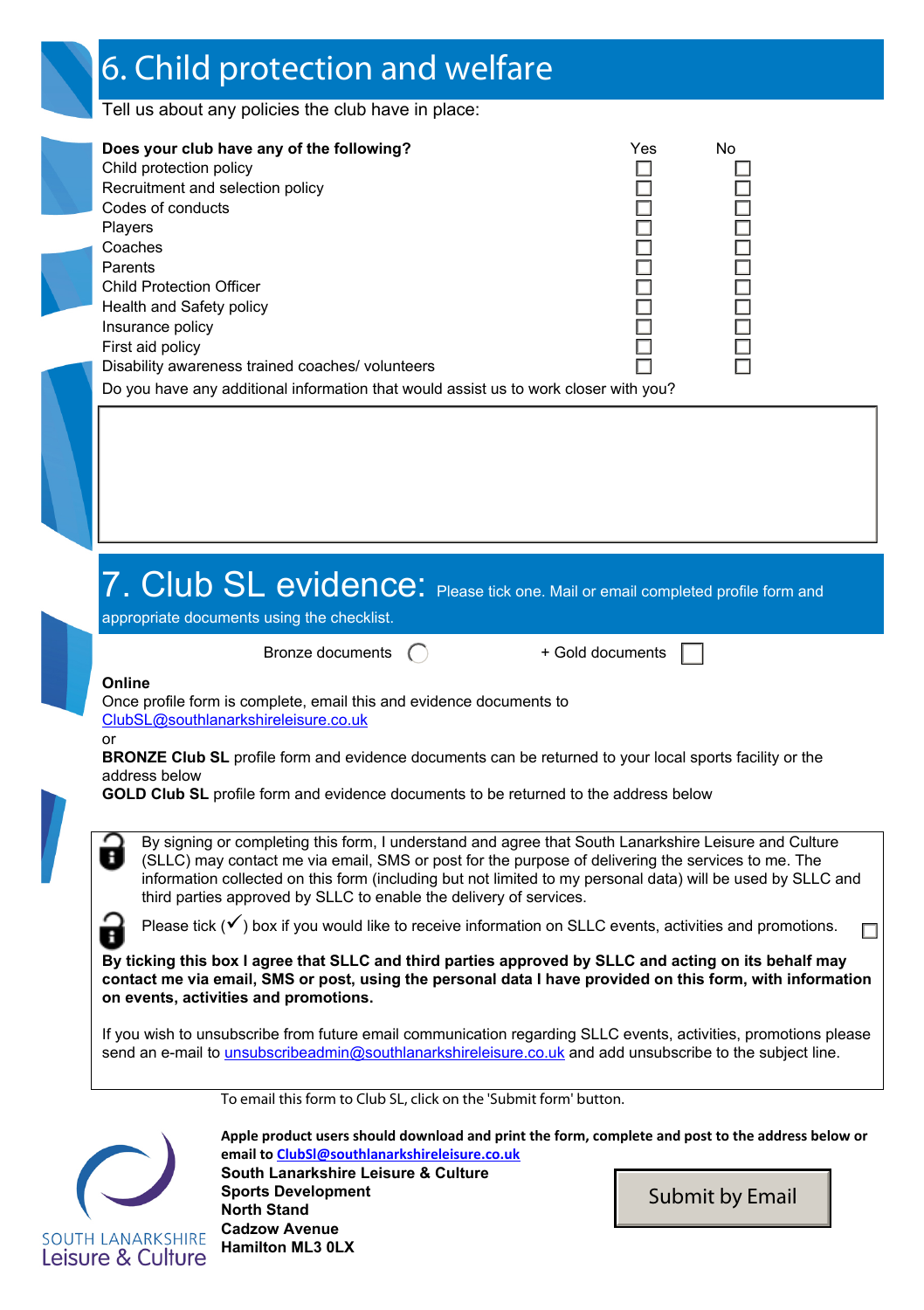## 6. Child protection and welfare

Tell us about any policies the club have in place:

| Does your club have any of the following? | Yes | No |
|---|---|---|
| Child protection policy | ☐ | ☐ |
| Recruitment and selection policy | ☐ | ☐ |
| Codes of conducts | ☐ | ☐ |
| Players | ☐ | ☐ |
| Coaches | ☐ | ☐ |
| Parents | ☐ | ☐ |
| Child Protection Officer | ☐ | ☐ |
| Health and Safety policy | ☐ | ☐ |
| Insurance policy | ☐ | ☐ |
| First aid policy | ☐ | ☐ |
| Disability awareness trained coaches/ volunteers | ☐ | ☐ |

Do you have any additional information that would assist us to work closer with you?

## 7. Club SL evidence: Please tick one. Mail or email completed profile form and appropriate documents using the checklist.

Bronze documents ◯ + Gold documents ☐

**Online**

Once profile form is complete, email this and evidence documents to ClubSL@southlanarkshireleisure.co.uk

or

**BRONZE Club SL** profile form and evidence documents can be returned to your local sports facility or the address below

**GOLD Club SL** profile form and evidence documents to be returned to the address below

By signing or completing this form, I understand and agree that South Lanarkshire Leisure and Culture (SLLC) may contact me via email, SMS or post for the purpose of delivering the services to me. The information collected on this form (including but not limited to my personal data) will be used by SLLC and third parties approved by SLLC to enable the delivery of services.

Please tick (✓) box if you would like to receive information on SLLC events, activities and promotions. ☐

**By ticking this box I agree that SLLC and third parties approved by SLLC and acting on its behalf may contact me via email, SMS or post, using the personal data I have provided on this form, with information on events, activities and promotions.**

If you wish to unsubscribe from future email communication regarding SLLC events, activities, promotions please send an e-mail to unsubscribeadmin@southlanarkshireleisure.co.uk and add unsubscribe to the subject line.

To email this form to Club SL, click on the 'Submit form' button.

**Apple product users should download and print the form, complete and post to the address below or email to ClubSl@southlanarkshireleisure.co.uk**

**South Lanarkshire Leisure & Culture**
**Sports Development**
**North Stand**
**Cadzow Avenue**
**Hamilton ML3 0LX**

Submit by Email

SOUTH LANARKSHIRE Leisure & Culture